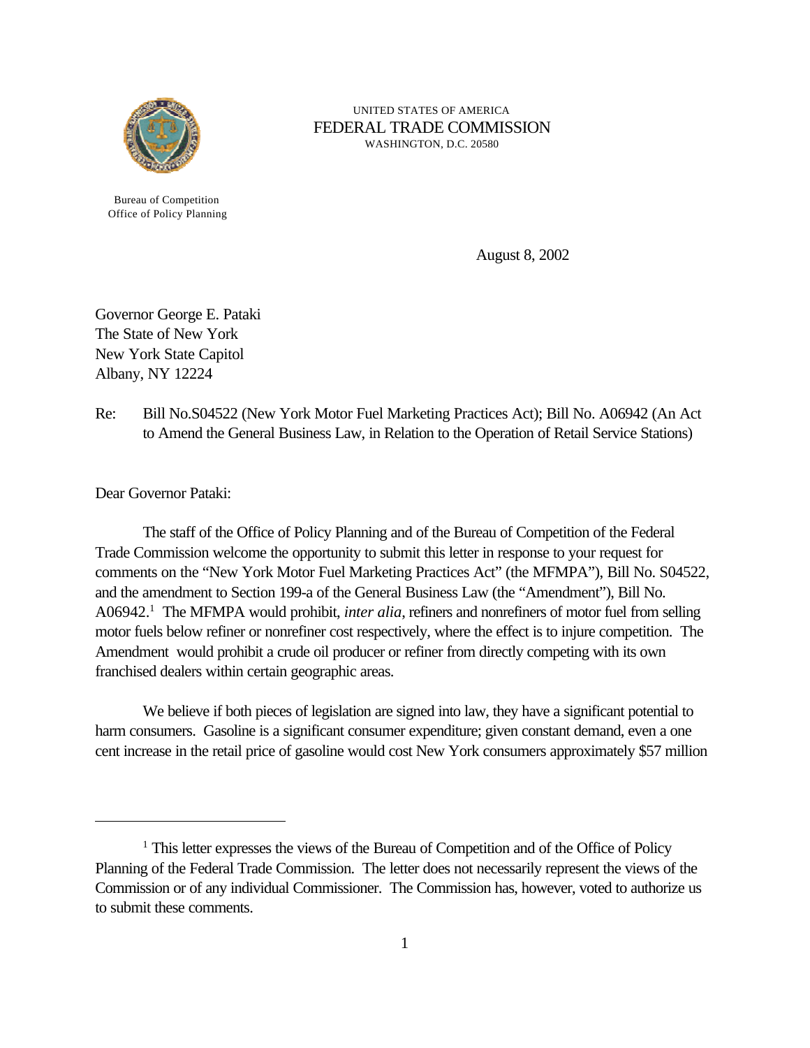UNITED STATES OF AMERICA
FEDERAL TRADE COMMISSION
WASHINGTON, D.C. 20580

Bureau of Competition
Office of Policy Planning

August 8, 2002

Governor George E. Pataki
The State of New York
New York State Capitol
Albany, NY 12224

Re: Bill No.S04522 (New York Motor Fuel Marketing Practices Act); Bill No. A06942 (An Act to Amend the General Business Law, in Relation to the Operation of Retail Service Stations)

Dear Governor Pataki:

The staff of the Office of Policy Planning and of the Bureau of Competition of the Federal Trade Commission welcome the opportunity to submit this letter in response to your request for comments on the "New York Motor Fuel Marketing Practices Act" (the MFMPA"), Bill No. S04522, and the amendment to Section 199-a of the General Business Law (the "Amendment"), Bill No. A06942.[1] The MFMPA would prohibit, *inter alia*, refiners and nonrefiners of motor fuel from selling motor fuels below refiner or nonrefiner cost respectively, where the effect is to injure competition. The Amendment would prohibit a crude oil producer or refiner from directly competing with its own franchised dealers within certain geographic areas.

We believe if both pieces of legislation are signed into law, they have a significant potential to harm consumers. Gasoline is a significant consumer expenditure; given constant demand, even a one cent increase in the retail price of gasoline would cost New York consumers approximately $57 million

[1] This letter expresses the views of the Bureau of Competition and of the Office of Policy Planning of the Federal Trade Commission. The letter does not necessarily represent the views of the Commission or of any individual Commissioner. The Commission has, however, voted to authorize us to submit these comments.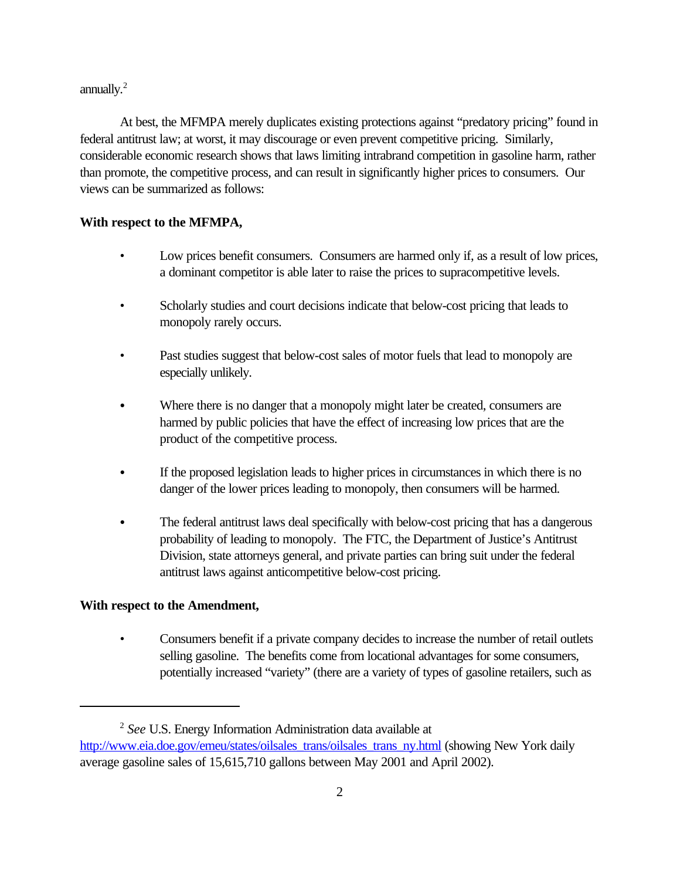annually.[2]

At best, the MFMPA merely duplicates existing protections against "predatory pricing" found in federal antitrust law; at worst, it may discourage or even prevent competitive pricing. Similarly, considerable economic research shows that laws limiting intrabrand competition in gasoline harm, rather than promote, the competitive process, and can result in significantly higher prices to consumers. Our views can be summarized as follows:

**With respect to the MFMPA,**

- Low prices benefit consumers. Consumers are harmed only if, as a result of low prices, a dominant competitor is able later to raise the prices to supracompetitive levels.
- Scholarly studies and court decisions indicate that below-cost pricing that leads to monopoly rarely occurs.
- Past studies suggest that below-cost sales of motor fuels that lead to monopoly are especially unlikely.
- Where there is no danger that a monopoly might later be created, consumers are harmed by public policies that have the effect of increasing low prices that are the product of the competitive process.
- If the proposed legislation leads to higher prices in circumstances in which there is no danger of the lower prices leading to monopoly, then consumers will be harmed.
- The federal antitrust laws deal specifically with below-cost pricing that has a dangerous probability of leading to monopoly. The FTC, the Department of Justice's Antitrust Division, state attorneys general, and private parties can bring suit under the federal antitrust laws against anticompetitive below-cost pricing.

**With respect to the Amendment,**

- Consumers benefit if a private company decides to increase the number of retail outlets selling gasoline. The benefits come from locational advantages for some consumers, potentially increased "variety" (there are a variety of types of gasoline retailers, such as

---

[2] *See* U.S. Energy Information Administration data available at http://www.eia.doe.gov/emeu/states/oilsales_trans/oilsales_trans_ny.html (showing New York daily average gasoline sales of 15,615,710 gallons between May 2001 and April 2002).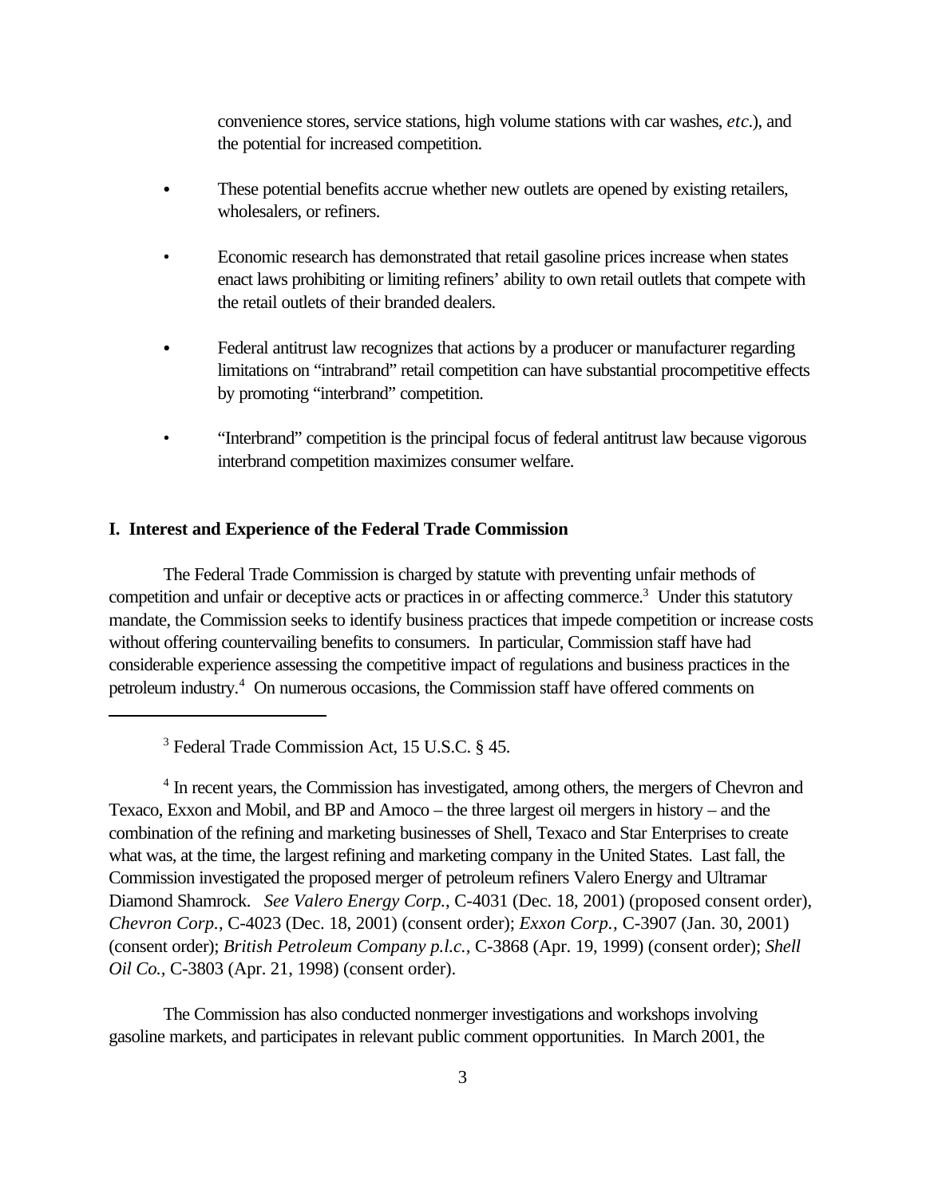convenience stores, service stations, high volume stations with car washes, *etc*.), and the potential for increased competition.

- These potential benefits accrue whether new outlets are opened by existing retailers, wholesalers, or refiners.
- Economic research has demonstrated that retail gasoline prices increase when states enact laws prohibiting or limiting refiners' ability to own retail outlets that compete with the retail outlets of their branded dealers.
- Federal antitrust law recognizes that actions by a producer or manufacturer regarding limitations on "intrabrand" retail competition can have substantial procompetitive effects by promoting "interbrand" competition.
- "Interbrand" competition is the principal focus of federal antitrust law because vigorous interbrand competition maximizes consumer welfare.

## I. Interest and Experience of the Federal Trade Commission

The Federal Trade Commission is charged by statute with preventing unfair methods of competition and unfair or deceptive acts or practices in or affecting commerce.[3] Under this statutory mandate, the Commission seeks to identify business practices that impede competition or increase costs without offering countervailing benefits to consumers. In particular, Commission staff have had considerable experience assessing the competitive impact of regulations and business practices in the petroleum industry.[4] On numerous occasions, the Commission staff have offered comments on

---

[3] Federal Trade Commission Act, 15 U.S.C. § 45.

[4] In recent years, the Commission has investigated, among others, the mergers of Chevron and Texaco, Exxon and Mobil, and BP and Amoco – the three largest oil mergers in history – and the combination of the refining and marketing businesses of Shell, Texaco and Star Enterprises to create what was, at the time, the largest refining and marketing company in the United States. Last fall, the Commission investigated the proposed merger of petroleum refiners Valero Energy and Ultramar Diamond Shamrock. *See Valero Energy Corp.*, C-4031 (Dec. 18, 2001) (proposed consent order), *Chevron Corp.*, C-4023 (Dec. 18, 2001) (consent order); *Exxon Corp.*, C-3907 (Jan. 30, 2001) (consent order); *British Petroleum Company p.l.c.*, C-3868 (Apr. 19, 1999) (consent order); *Shell Oil Co.,* C-3803 (Apr. 21, 1998) (consent order).

The Commission has also conducted nonmerger investigations and workshops involving gasoline markets, and participates in relevant public comment opportunities. In March 2001, the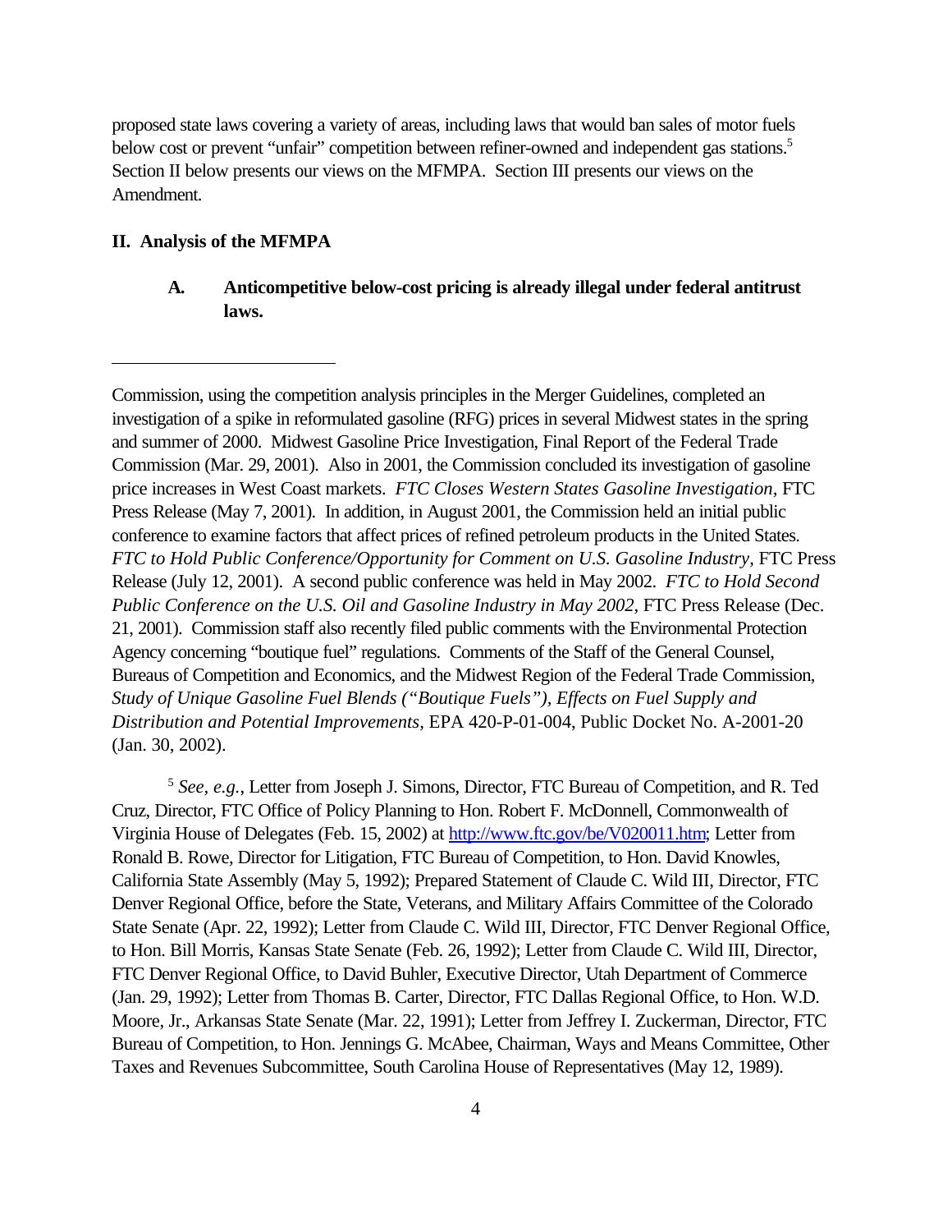proposed state laws covering a variety of areas, including laws that would ban sales of motor fuels below cost or prevent "unfair" competition between refiner-owned and independent gas stations.[5] Section II below presents our views on the MFMPA. Section III presents our views on the Amendment.

## II. Analysis of the MFMPA

### A. Anticompetitive below-cost pricing is already illegal under federal antitrust laws.

---

Commission, using the competition analysis principles in the Merger Guidelines, completed an investigation of a spike in reformulated gasoline (RFG) prices in several Midwest states in the spring and summer of 2000. Midwest Gasoline Price Investigation, Final Report of the Federal Trade Commission (Mar. 29, 2001). Also in 2001, the Commission concluded its investigation of gasoline price increases in West Coast markets. *FTC Closes Western States Gasoline Investigation*, FTC Press Release (May 7, 2001). In addition, in August 2001, the Commission held an initial public conference to examine factors that affect prices of refined petroleum products in the United States. *FTC to Hold Public Conference/Opportunity for Comment on U.S. Gasoline Industry*, FTC Press Release (July 12, 2001). A second public conference was held in May 2002. *FTC to Hold Second Public Conference on the U.S. Oil and Gasoline Industry in May 2002*, FTC Press Release (Dec. 21, 2001). Commission staff also recently filed public comments with the Environmental Protection Agency concerning "boutique fuel" regulations. Comments of the Staff of the General Counsel, Bureaus of Competition and Economics, and the Midwest Region of the Federal Trade Commission, *Study of Unique Gasoline Fuel Blends ("Boutique Fuels"), Effects on Fuel Supply and Distribution and Potential Improvements,* EPA 420-P-01-004, Public Docket No. A-2001-20 (Jan. 30, 2002).

[5] *See, e.g.*, Letter from Joseph J. Simons, Director, FTC Bureau of Competition, and R. Ted Cruz, Director, FTC Office of Policy Planning to Hon. Robert F. McDonnell, Commonwealth of Virginia House of Delegates (Feb. 15, 2002) at http://www.ftc.gov/be/V020011.htm; Letter from Ronald B. Rowe, Director for Litigation, FTC Bureau of Competition, to Hon. David Knowles, California State Assembly (May 5, 1992); Prepared Statement of Claude C. Wild III, Director, FTC Denver Regional Office, before the State, Veterans, and Military Affairs Committee of the Colorado State Senate (Apr. 22, 1992); Letter from Claude C. Wild III, Director, FTC Denver Regional Office, to Hon. Bill Morris, Kansas State Senate (Feb. 26, 1992); Letter from Claude C. Wild III, Director, FTC Denver Regional Office, to David Buhler, Executive Director, Utah Department of Commerce (Jan. 29, 1992); Letter from Thomas B. Carter, Director, FTC Dallas Regional Office, to Hon. W.D. Moore, Jr., Arkansas State Senate (Mar. 22, 1991); Letter from Jeffrey I. Zuckerman, Director, FTC Bureau of Competition, to Hon. Jennings G. McAbee, Chairman, Ways and Means Committee, Other Taxes and Revenues Subcommittee, South Carolina House of Representatives (May 12, 1989).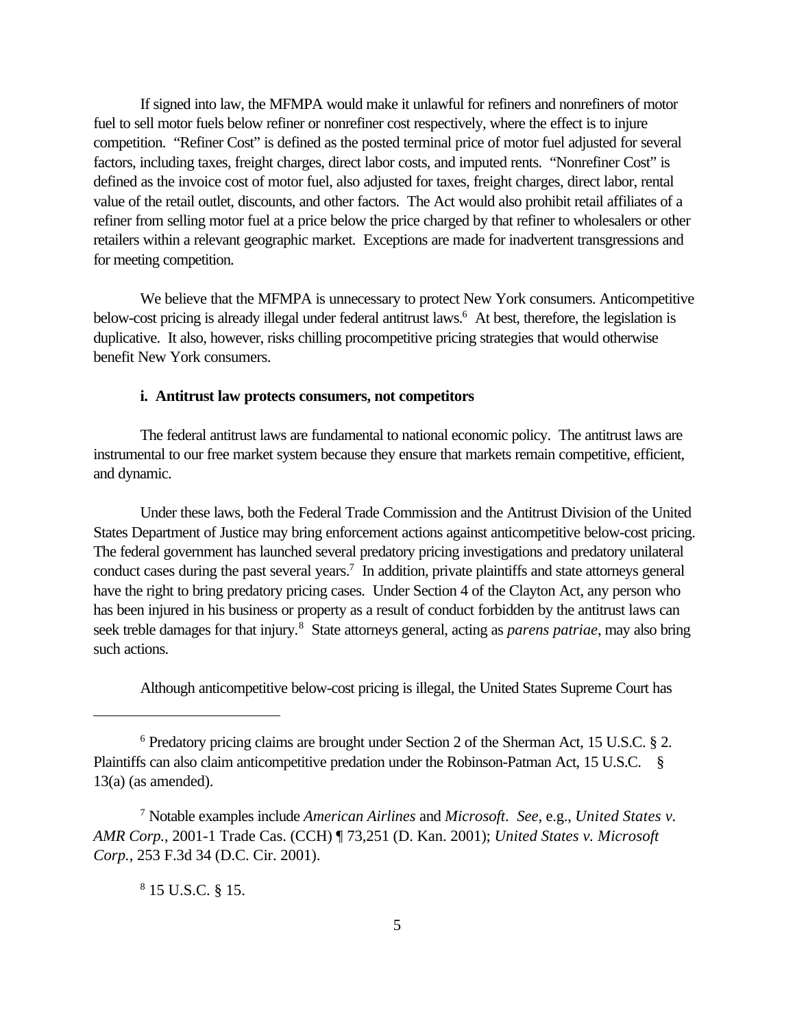If signed into law, the MFMPA would make it unlawful for refiners and nonrefiners of motor fuel to sell motor fuels below refiner or nonrefiner cost respectively, where the effect is to injure competition. "Refiner Cost" is defined as the posted terminal price of motor fuel adjusted for several factors, including taxes, freight charges, direct labor costs, and imputed rents. "Nonrefiner Cost" is defined as the invoice cost of motor fuel, also adjusted for taxes, freight charges, direct labor, rental value of the retail outlet, discounts, and other factors. The Act would also prohibit retail affiliates of a refiner from selling motor fuel at a price below the price charged by that refiner to wholesalers or other retailers within a relevant geographic market. Exceptions are made for inadvertent transgressions and for meeting competition.

We believe that the MFMPA is unnecessary to protect New York consumers. Anticompetitive below-cost pricing is already illegal under federal antitrust laws.[6] At best, therefore, the legislation is duplicative. It also, however, risks chilling procompetitive pricing strategies that would otherwise benefit New York consumers.

**i. Antitrust law protects consumers, not competitors**

The federal antitrust laws are fundamental to national economic policy. The antitrust laws are instrumental to our free market system because they ensure that markets remain competitive, efficient, and dynamic.

Under these laws, both the Federal Trade Commission and the Antitrust Division of the United States Department of Justice may bring enforcement actions against anticompetitive below-cost pricing. The federal government has launched several predatory pricing investigations and predatory unilateral conduct cases during the past several years.[7] In addition, private plaintiffs and state attorneys general have the right to bring predatory pricing cases. Under Section 4 of the Clayton Act, any person who has been injured in his business or property as a result of conduct forbidden by the antitrust laws can seek treble damages for that injury.[8] State attorneys general, acting as *parens patriae*, may also bring such actions.

Although anticompetitive below-cost pricing is illegal, the United States Supreme Court has

---

[6] Predatory pricing claims are brought under Section 2 of the Sherman Act, 15 U.S.C. § 2. Plaintiffs can also claim anticompetitive predation under the Robinson-Patman Act, 15 U.S.C. § 13(a) (as amended).

[7] Notable examples include *American Airlines* and *Microsoft*. *See*, e.g., *United States v. AMR Corp.*, 2001-1 Trade Cas. (CCH) ¶ 73,251 (D. Kan. 2001); *United States v. Microsoft Corp.*, 253 F.3d 34 (D.C. Cir. 2001).

[8] 15 U.S.C. § 15.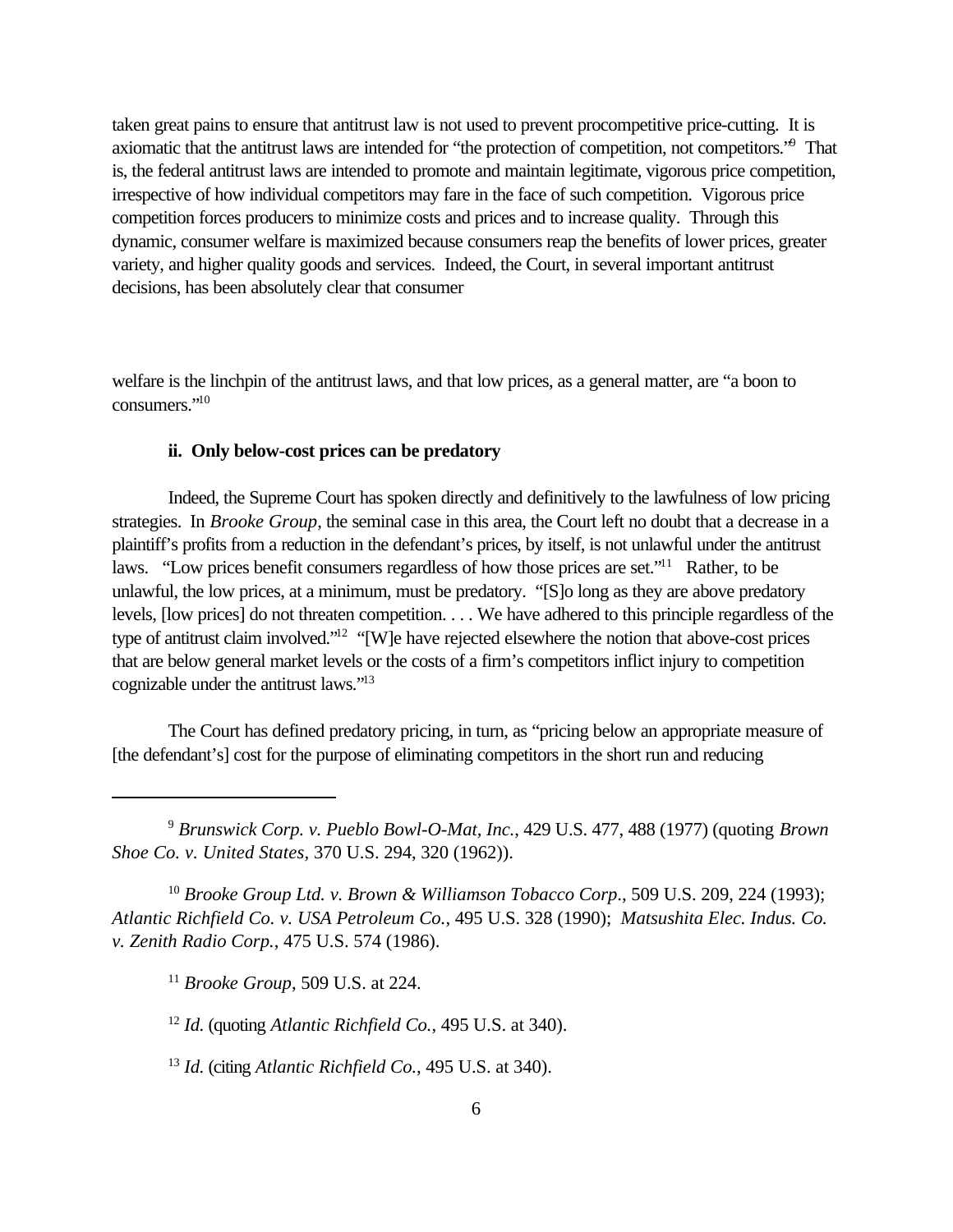taken great pains to ensure that antitrust law is not used to prevent procompetitive price-cutting. It is axiomatic that the antitrust laws are intended for "the protection of competition, not competitors."[9] That is, the federal antitrust laws are intended to promote and maintain legitimate, vigorous price competition, irrespective of how individual competitors may fare in the face of such competition. Vigorous price competition forces producers to minimize costs and prices and to increase quality. Through this dynamic, consumer welfare is maximized because consumers reap the benefits of lower prices, greater variety, and higher quality goods and services. Indeed, the Court, in several important antitrust decisions, has been absolutely clear that consumer welfare is the linchpin of the antitrust laws, and that low prices, as a general matter, are "a boon to consumers."[10]

**ii. Only below-cost prices can be predatory**

Indeed, the Supreme Court has spoken directly and definitively to the lawfulness of low pricing strategies. In *Brooke Group*, the seminal case in this area, the Court left no doubt that a decrease in a plaintiff's profits from a reduction in the defendant's prices, by itself, is not unlawful under the antitrust laws. "Low prices benefit consumers regardless of how those prices are set."[11] Rather, to be unlawful, the low prices, at a minimum, must be predatory. "[S]o long as they are above predatory levels, [low prices] do not threaten competition. . . . We have adhered to this principle regardless of the type of antitrust claim involved."[12] "[W]e have rejected elsewhere the notion that above-cost prices that are below general market levels or the costs of a firm's competitors inflict injury to competition cognizable under the antitrust laws."[13]

The Court has defined predatory pricing, in turn, as "pricing below an appropriate measure of [the defendant's] cost for the purpose of eliminating competitors in the short run and reducing

---

[9] *Brunswick Corp. v. Pueblo Bowl-O-Mat, Inc.*, 429 U.S. 477, 488 (1977) (quoting *Brown Shoe Co. v. United States*, 370 U.S. 294, 320 (1962)).

[10] *Brooke Group Ltd. v. Brown & Williamson Tobacco Corp*., 509 U.S. 209, 224 (1993); *Atlantic Richfield Co. v. USA Petroleum Co.*, 495 U.S. 328 (1990); *Matsushita Elec. Indus. Co. v. Zenith Radio Corp.*, 475 U.S. 574 (1986).

[11] *Brooke Group*, 509 U.S. at 224.

[12] *Id.* (quoting *Atlantic Richfield Co.*, 495 U.S. at 340).

[13] *Id.* (citing *Atlantic Richfield Co.*, 495 U.S. at 340).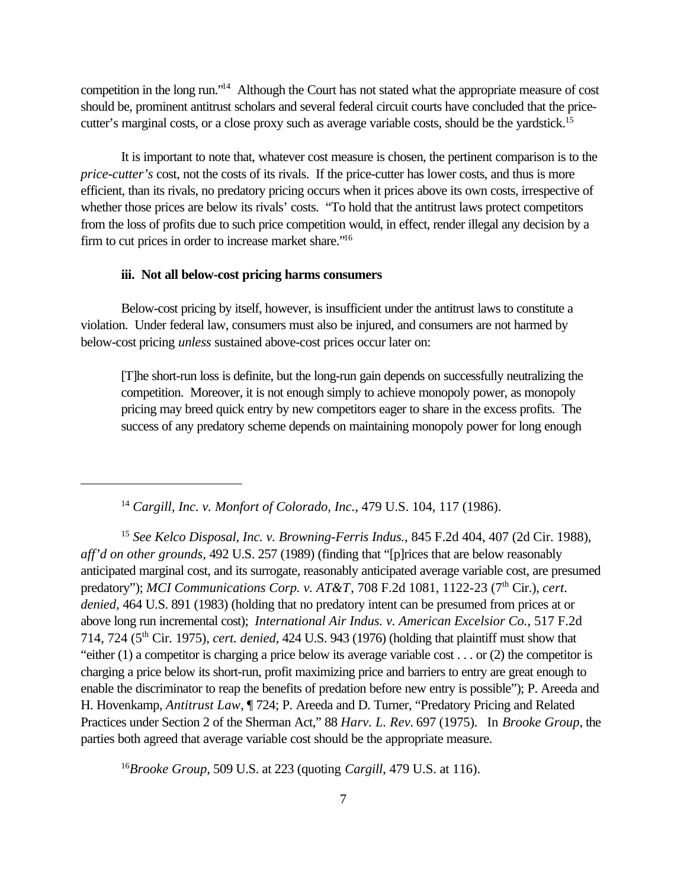competition in the long run."[14] Although the Court has not stated what the appropriate measure of cost should be, prominent antitrust scholars and several federal circuit courts have concluded that the price-cutter's marginal costs, or a close proxy such as average variable costs, should be the yardstick.[15]

It is important to note that, whatever cost measure is chosen, the pertinent comparison is to the *price-cutter's* cost, not the costs of its rivals. If the price-cutter has lower costs, and thus is more efficient, than its rivals, no predatory pricing occurs when it prices above its own costs, irrespective of whether those prices are below its rivals' costs. "To hold that the antitrust laws protect competitors from the loss of profits due to such price competition would, in effect, render illegal any decision by a firm to cut prices in order to increase market share."[16]

**iii. Not all below-cost pricing harms consumers**

Below-cost pricing by itself, however, is insufficient under the antitrust laws to constitute a violation. Under federal law, consumers must also be injured, and consumers are not harmed by below-cost pricing *unless* sustained above-cost prices occur later on:

> [T]he short-run loss is definite, but the long-run gain depends on successfully neutralizing the competition. Moreover, it is not enough simply to achieve monopoly power, as monopoly pricing may breed quick entry by new competitors eager to share in the excess profits. The success of any predatory scheme depends on maintaining monopoly power for long enough

---

[14] *Cargill, Inc. v. Monfort of Colorado, Inc.*, 479 U.S. 104, 117 (1986).

[15] *See Kelco Disposal, Inc. v. Browning-Ferris Indus.*, 845 F.2d 404, 407 (2d Cir. 1988), *aff'd on other grounds,* 492 U.S. 257 (1989) (finding that "[p]rices that are below reasonably anticipated marginal cost, and its surrogate, reasonably anticipated average variable cost, are presumed predatory"); *MCI Communications Corp. v. AT&T*, 708 F.2d 1081, 1122-23 (7th Cir.), *cert. denied,* 464 U.S. 891 (1983) (holding that no predatory intent can be presumed from prices at or above long run incremental cost); *International Air Indus. v. American Excelsior Co.*, 517 F.2d 714, 724 (5th Cir. 1975), *cert. denied*, 424 U.S. 943 (1976) (holding that plaintiff must show that "either (1) a competitor is charging a price below its average variable cost . . . or (2) the competitor is charging a price below its short-run, profit maximizing price and barriers to entry are great enough to enable the discriminator to reap the benefits of predation before new entry is possible"); P. Areeda and H. Hovenkamp, *Antitrust Law*, ¶ 724; P. Areeda and D. Turner, "Predatory Pricing and Related Practices under Section 2 of the Sherman Act," 88 *Harv. L. Rev*. 697 (1975). In *Brooke Group*, the parties both agreed that average variable cost should be the appropriate measure.

[16] *Brooke Group*, 509 U.S. at 223 (quoting *Cargill*, 479 U.S. at 116).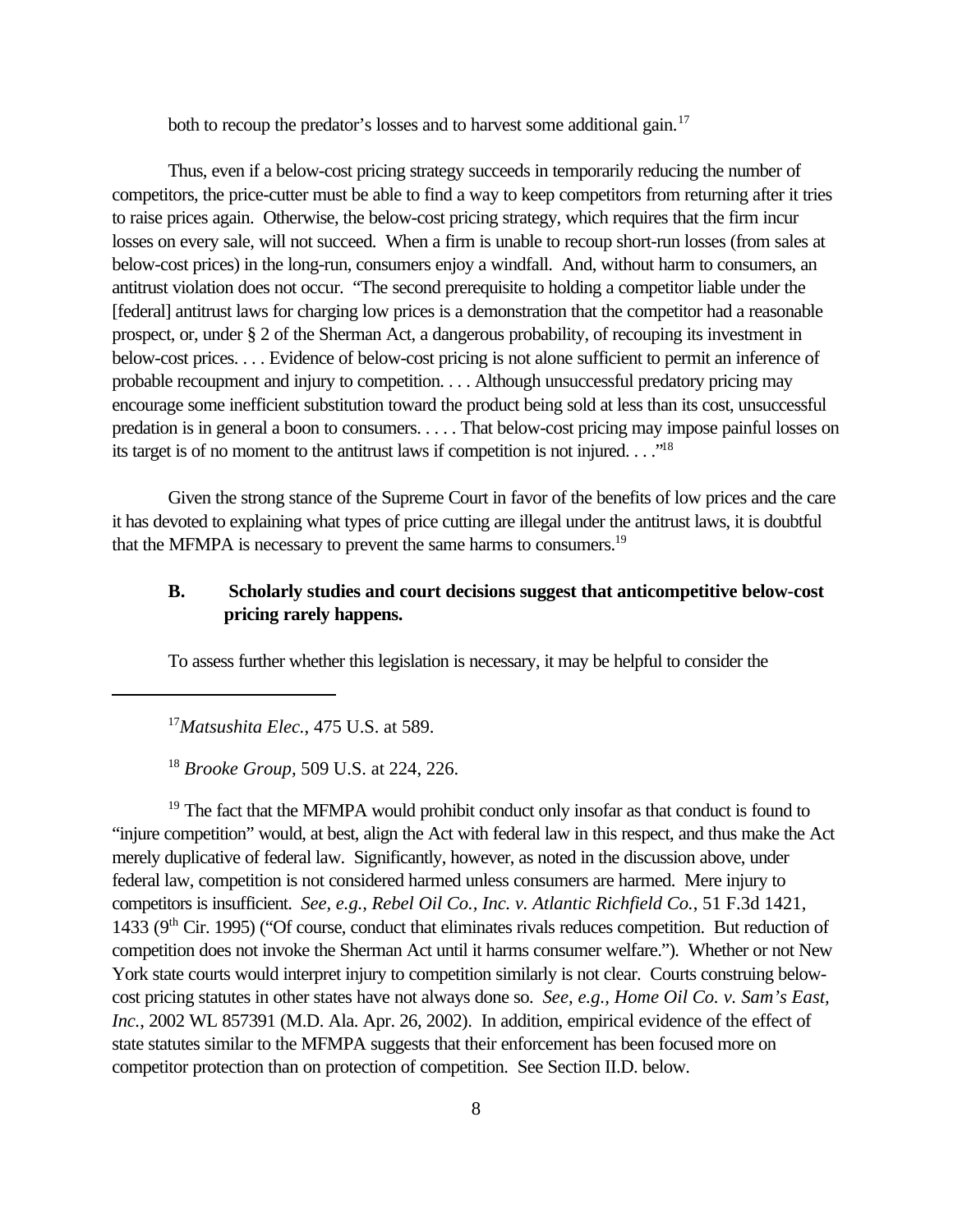both to recoup the predator's losses and to harvest some additional gain.[17]

Thus, even if a below-cost pricing strategy succeeds in temporarily reducing the number of competitors, the price-cutter must be able to find a way to keep competitors from returning after it tries to raise prices again. Otherwise, the below-cost pricing strategy, which requires that the firm incur losses on every sale, will not succeed. When a firm is unable to recoup short-run losses (from sales at below-cost prices) in the long-run, consumers enjoy a windfall. And, without harm to consumers, an antitrust violation does not occur. "The second prerequisite to holding a competitor liable under the [federal] antitrust laws for charging low prices is a demonstration that the competitor had a reasonable prospect, or, under § 2 of the Sherman Act, a dangerous probability, of recouping its investment in below-cost prices. . . . Evidence of below-cost pricing is not alone sufficient to permit an inference of probable recoupment and injury to competition. . . . Although unsuccessful predatory pricing may encourage some inefficient substitution toward the product being sold at less than its cost, unsuccessful predation is in general a boon to consumers. . . . . That below-cost pricing may impose painful losses on its target is of no moment to the antitrust laws if competition is not injured. . . ."[18]

Given the strong stance of the Supreme Court in favor of the benefits of low prices and the care it has devoted to explaining what types of price cutting are illegal under the antitrust laws, it is doubtful that the MFMPA is necessary to prevent the same harms to consumers.[19]

### B. Scholarly studies and court decisions suggest that anticompetitive below-cost pricing rarely happens.

To assess further whether this legislation is necessary, it may be helpful to consider the

---

[17] *Matsushita Elec.*, 475 U.S. at 589.

[18] *Brooke Group,* 509 U.S. at 224, 226.

[19] The fact that the MFMPA would prohibit conduct only insofar as that conduct is found to "injure competition" would, at best, align the Act with federal law in this respect, and thus make the Act merely duplicative of federal law. Significantly, however, as noted in the discussion above, under federal law, competition is not considered harmed unless consumers are harmed. Mere injury to competitors is insufficient. *See, e.g., Rebel Oil Co., Inc. v. Atlantic Richfield Co.*, 51 F.3d 1421, 1433 (9th Cir. 1995) ("Of course, conduct that eliminates rivals reduces competition. But reduction of competition does not invoke the Sherman Act until it harms consumer welfare."). Whether or not New York state courts would interpret injury to competition similarly is not clear. Courts construing below-cost pricing statutes in other states have not always done so. *See, e.g., Home Oil Co. v. Sam's East, Inc.*, 2002 WL 857391 (M.D. Ala. Apr. 26, 2002). In addition, empirical evidence of the effect of state statutes similar to the MFMPA suggests that their enforcement has been focused more on competitor protection than on protection of competition. See Section II.D. below.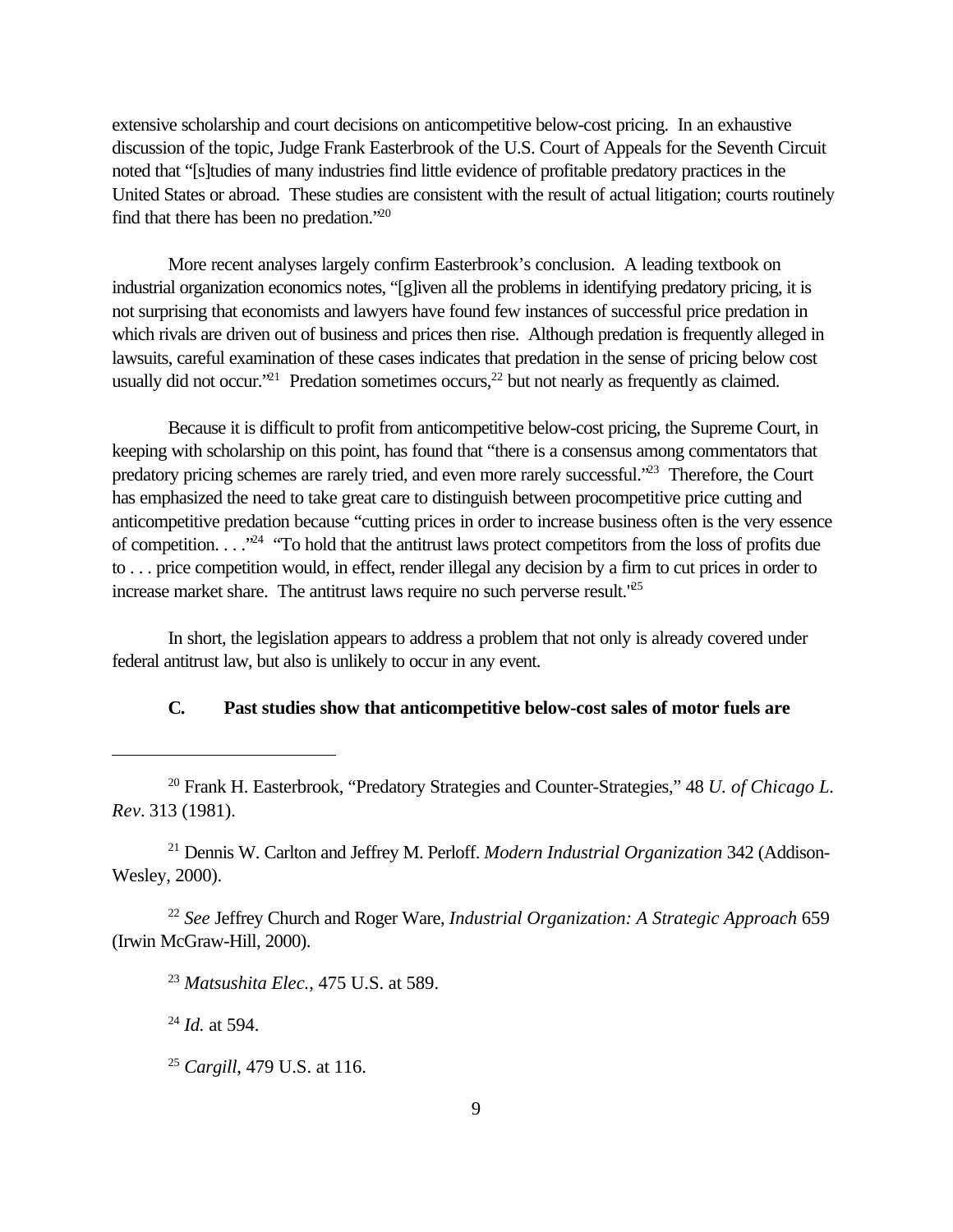extensive scholarship and court decisions on anticompetitive below-cost pricing. In an exhaustive discussion of the topic, Judge Frank Easterbrook of the U.S. Court of Appeals for the Seventh Circuit noted that "[s]tudies of many industries find little evidence of profitable predatory practices in the United States or abroad. These studies are consistent with the result of actual litigation; courts routinely find that there has been no predation."[20]

More recent analyses largely confirm Easterbrook's conclusion. A leading textbook on industrial organization economics notes, "[g]iven all the problems in identifying predatory pricing, it is not surprising that economists and lawyers have found few instances of successful price predation in which rivals are driven out of business and prices then rise. Although predation is frequently alleged in lawsuits, careful examination of these cases indicates that predation in the sense of pricing below cost usually did not occur."[21] Predation sometimes occurs,[22] but not nearly as frequently as claimed.

Because it is difficult to profit from anticompetitive below-cost pricing, the Supreme Court, in keeping with scholarship on this point, has found that "there is a consensus among commentators that predatory pricing schemes are rarely tried, and even more rarely successful."[23] Therefore, the Court has emphasized the need to take great care to distinguish between procompetitive price cutting and anticompetitive predation because "cutting prices in order to increase business often is the very essence of competition. . . ."[24] "To hold that the antitrust laws protect competitors from the loss of profits due to . . . price competition would, in effect, render illegal any decision by a firm to cut prices in order to increase market share. The antitrust laws require no such perverse result."[25]

In short, the legislation appears to address a problem that not only is already covered under federal antitrust law, but also is unlikely to occur in any event.

### C. Past studies show that anticompetitive below-cost sales of motor fuels are

---

[20] Frank H. Easterbrook, "Predatory Strategies and Counter-Strategies," 48 *U. of Chicago L. Rev*. 313 (1981).

[21] Dennis W. Carlton and Jeffrey M. Perloff. *Modern Industrial Organization* 342 (Addison-Wesley, 2000).

[22] *See* Jeffrey Church and Roger Ware, *Industrial Organization: A Strategic Approach* 659 (Irwin McGraw-Hill, 2000).

[23] *Matsushita Elec.*, 475 U.S. at 589.

[24] *Id.* at 594.

[25] *Cargill*, 479 U.S. at 116.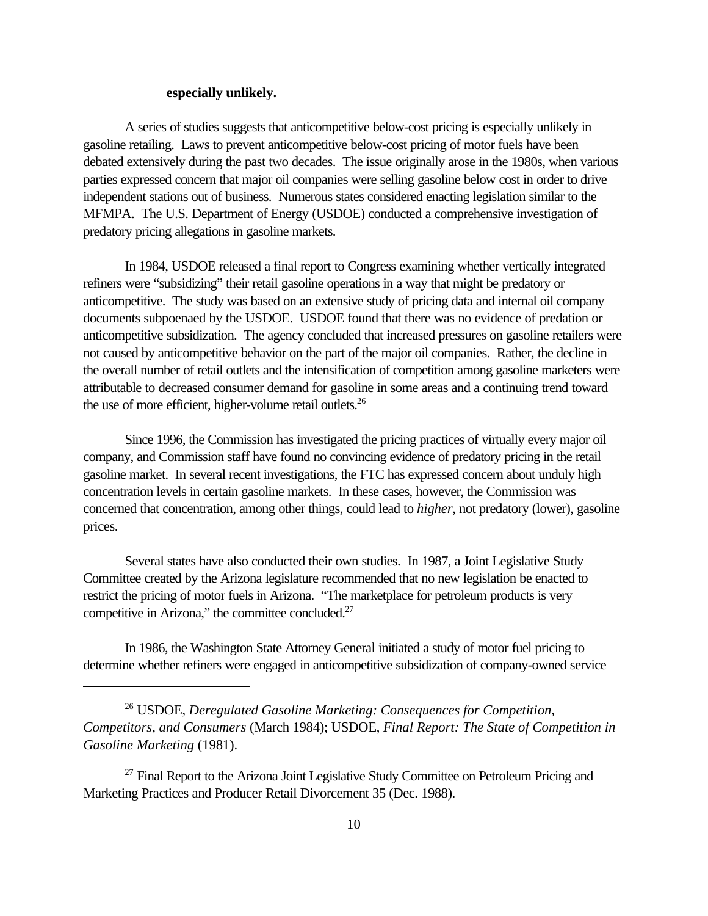**especially unlikely.**

A series of studies suggests that anticompetitive below-cost pricing is especially unlikely in gasoline retailing. Laws to prevent anticompetitive below-cost pricing of motor fuels have been debated extensively during the past two decades. The issue originally arose in the 1980s, when various parties expressed concern that major oil companies were selling gasoline below cost in order to drive independent stations out of business. Numerous states considered enacting legislation similar to the MFMPA. The U.S. Department of Energy (USDOE) conducted a comprehensive investigation of predatory pricing allegations in gasoline markets.

In 1984, USDOE released a final report to Congress examining whether vertically integrated refiners were "subsidizing" their retail gasoline operations in a way that might be predatory or anticompetitive. The study was based on an extensive study of pricing data and internal oil company documents subpoenaed by the USDOE. USDOE found that there was no evidence of predation or anticompetitive subsidization. The agency concluded that increased pressures on gasoline retailers were not caused by anticompetitive behavior on the part of the major oil companies. Rather, the decline in the overall number of retail outlets and the intensification of competition among gasoline marketers were attributable to decreased consumer demand for gasoline in some areas and a continuing trend toward the use of more efficient, higher-volume retail outlets.[26]

Since 1996, the Commission has investigated the pricing practices of virtually every major oil company, and Commission staff have found no convincing evidence of predatory pricing in the retail gasoline market. In several recent investigations, the FTC has expressed concern about unduly high concentration levels in certain gasoline markets. In these cases, however, the Commission was concerned that concentration, among other things, could lead to *higher*, not predatory (lower), gasoline prices.

Several states have also conducted their own studies. In 1987, a Joint Legislative Study Committee created by the Arizona legislature recommended that no new legislation be enacted to restrict the pricing of motor fuels in Arizona. "The marketplace for petroleum products is very competitive in Arizona," the committee concluded.[27]

In 1986, the Washington State Attorney General initiated a study of motor fuel pricing to determine whether refiners were engaged in anticompetitive subsidization of company-owned service

---

[26] USDOE, *Deregulated Gasoline Marketing: Consequences for Competition, Competitors, and Consumers* (March 1984); USDOE, *Final Report: The State of Competition in Gasoline Marketing* (1981).

[27] Final Report to the Arizona Joint Legislative Study Committee on Petroleum Pricing and Marketing Practices and Producer Retail Divorcement 35 (Dec. 1988).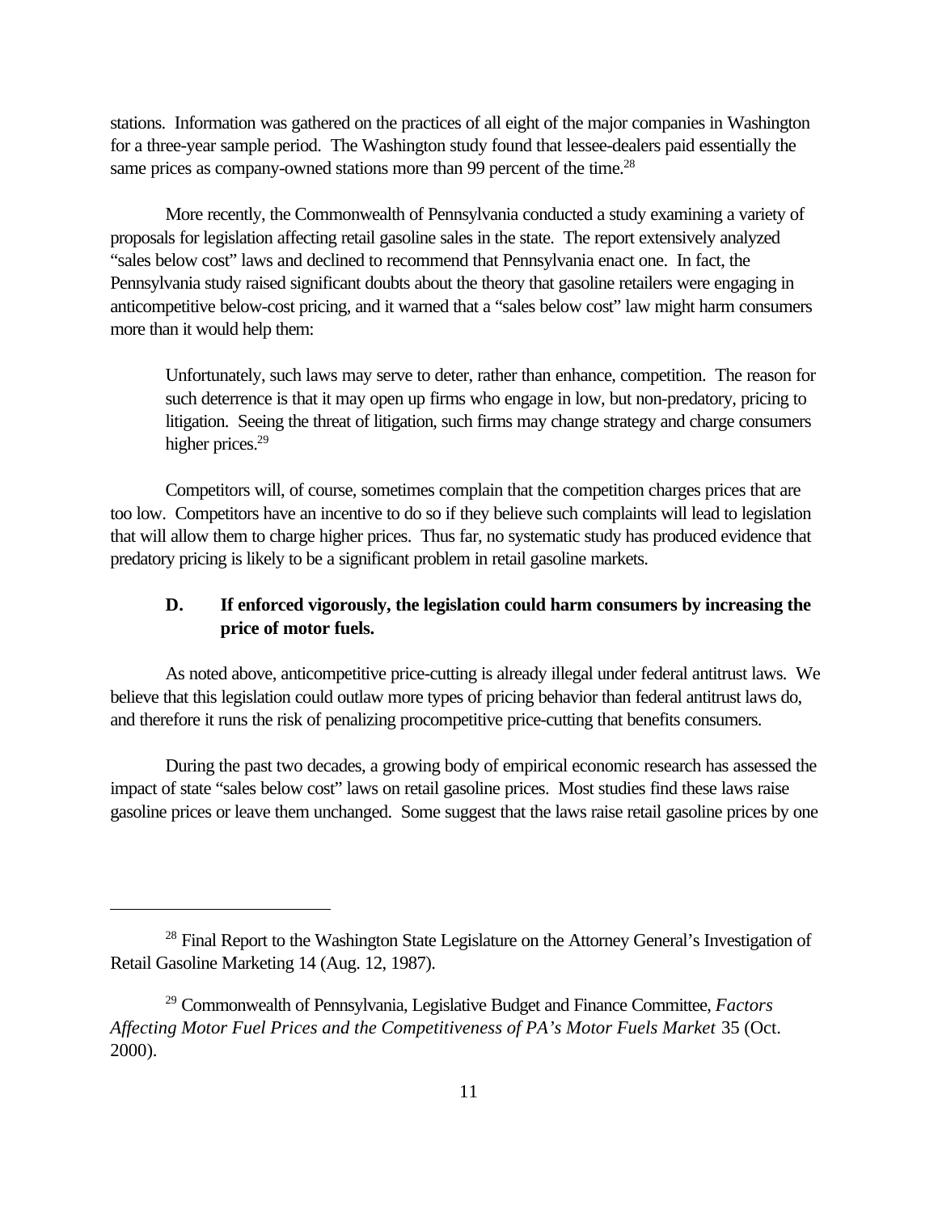stations. Information was gathered on the practices of all eight of the major companies in Washington for a three-year sample period. The Washington study found that lessee-dealers paid essentially the same prices as company-owned stations more than 99 percent of the time.[28]

More recently, the Commonwealth of Pennsylvania conducted a study examining a variety of proposals for legislation affecting retail gasoline sales in the state. The report extensively analyzed "sales below cost" laws and declined to recommend that Pennsylvania enact one. In fact, the Pennsylvania study raised significant doubts about the theory that gasoline retailers were engaging in anticompetitive below-cost pricing, and it warned that a "sales below cost" law might harm consumers more than it would help them:

> Unfortunately, such laws may serve to deter, rather than enhance, competition. The reason for such deterrence is that it may open up firms who engage in low, but non-predatory, pricing to litigation. Seeing the threat of litigation, such firms may change strategy and charge consumers higher prices.[29]

Competitors will, of course, sometimes complain that the competition charges prices that are too low. Competitors have an incentive to do so if they believe such complaints will lead to legislation that will allow them to charge higher prices. Thus far, no systematic study has produced evidence that predatory pricing is likely to be a significant problem in retail gasoline markets.

### D. If enforced vigorously, the legislation could harm consumers by increasing the price of motor fuels.

As noted above, anticompetitive price-cutting is already illegal under federal antitrust laws. We believe that this legislation could outlaw more types of pricing behavior than federal antitrust laws do, and therefore it runs the risk of penalizing procompetitive price-cutting that benefits consumers.

During the past two decades, a growing body of empirical economic research has assessed the impact of state "sales below cost" laws on retail gasoline prices. Most studies find these laws raise gasoline prices or leave them unchanged. Some suggest that the laws raise retail gasoline prices by one

---

[28] Final Report to the Washington State Legislature on the Attorney General's Investigation of Retail Gasoline Marketing 14 (Aug. 12, 1987).

[29] Commonwealth of Pennsylvania, Legislative Budget and Finance Committee, *Factors Affecting Motor Fuel Prices and the Competitiveness of PA's Motor Fuels Market* 35 (Oct. 2000).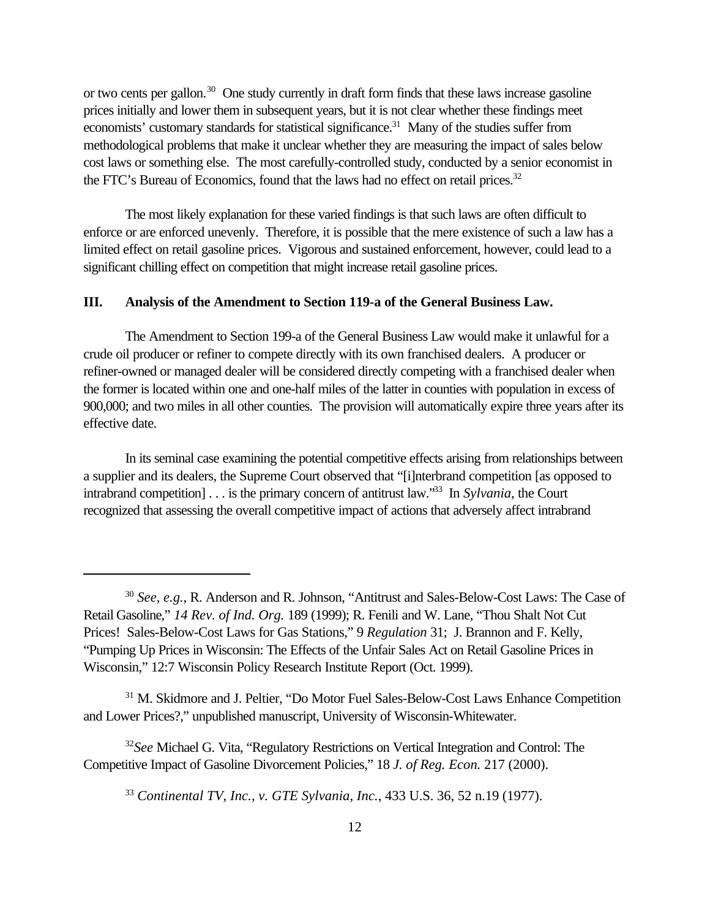or two cents per gallon.[30] One study currently in draft form finds that these laws increase gasoline prices initially and lower them in subsequent years, but it is not clear whether these findings meet economists' customary standards for statistical significance.[31] Many of the studies suffer from methodological problems that make it unclear whether they are measuring the impact of sales below cost laws or something else. The most carefully-controlled study, conducted by a senior economist in the FTC's Bureau of Economics, found that the laws had no effect on retail prices.[32]

The most likely explanation for these varied findings is that such laws are often difficult to enforce or are enforced unevenly. Therefore, it is possible that the mere existence of such a law has a limited effect on retail gasoline prices. Vigorous and sustained enforcement, however, could lead to a significant chilling effect on competition that might increase retail gasoline prices.

## III. Analysis of the Amendment to Section 119-a of the General Business Law.

The Amendment to Section 199-a of the General Business Law would make it unlawful for a crude oil producer or refiner to compete directly with its own franchised dealers. A producer or refiner-owned or managed dealer will be considered directly competing with a franchised dealer when the former is located within one and one-half miles of the latter in counties with population in excess of 900,000; and two miles in all other counties. The provision will automatically expire three years after its effective date.

In its seminal case examining the potential competitive effects arising from relationships between a supplier and its dealers, the Supreme Court observed that "[i]nterbrand competition [as opposed to intrabrand competition] . . . is the primary concern of antitrust law."[33] In *Sylvania*, the Court recognized that assessing the overall competitive impact of actions that adversely affect intrabrand

---

[30] *See, e.g.*, R. Anderson and R. Johnson, "Antitrust and Sales-Below-Cost Laws: The Case of Retail Gasoline," *14 Rev. of Ind. Org.* 189 (1999); R. Fenili and W. Lane, "Thou Shalt Not Cut Prices! Sales-Below-Cost Laws for Gas Stations," 9 *Regulation* 31; J. Brannon and F. Kelly, "Pumping Up Prices in Wisconsin: The Effects of the Unfair Sales Act on Retail Gasoline Prices in Wisconsin," 12:7 Wisconsin Policy Research Institute Report (Oct. 1999).

[31] M. Skidmore and J. Peltier, "Do Motor Fuel Sales-Below-Cost Laws Enhance Competition and Lower Prices?," unpublished manuscript, University of Wisconsin-Whitewater.

[32] *See* Michael G. Vita, "Regulatory Restrictions on Vertical Integration and Control: The Competitive Impact of Gasoline Divorcement Policies," 18 *J. of Reg. Econ.* 217 (2000).

[33] *Continental TV, Inc., v. GTE Sylvania, Inc.*, 433 U.S. 36, 52 n.19 (1977).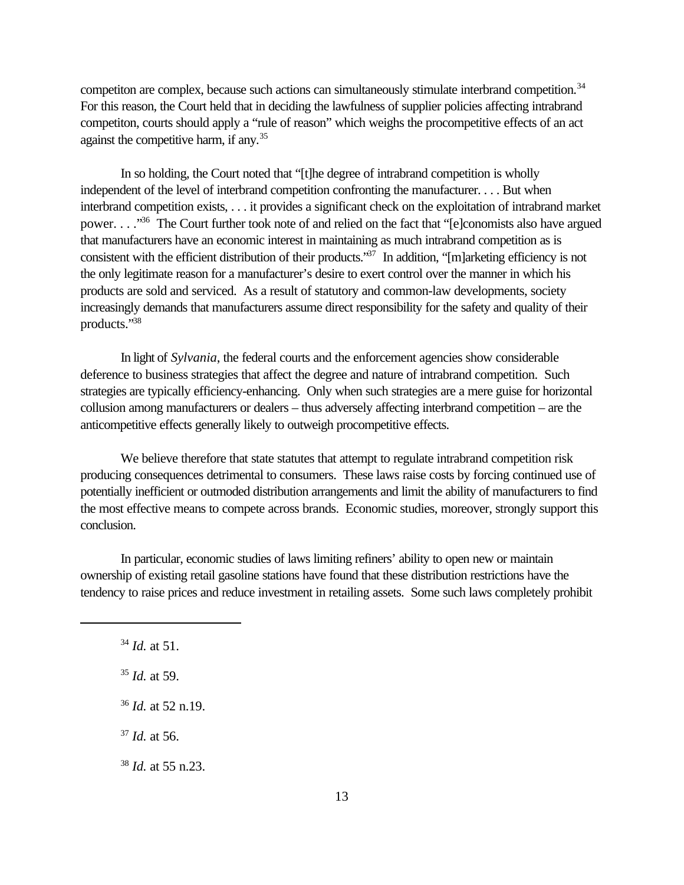competiton are complex, because such actions can simultaneously stimulate interbrand competition.[34] For this reason, the Court held that in deciding the lawfulness of supplier policies affecting intrabrand competiton, courts should apply a "rule of reason" which weighs the procompetitive effects of an act against the competitive harm, if any.[35]

In so holding, the Court noted that "[t]he degree of intrabrand competition is wholly independent of the level of interbrand competition confronting the manufacturer. . . . But when interbrand competition exists, . . . it provides a significant check on the exploitation of intrabrand market power. . . ."[36] The Court further took note of and relied on the fact that "[e]conomists also have argued that manufacturers have an economic interest in maintaining as much intrabrand competition as is consistent with the efficient distribution of their products."[37] In addition, "[m]arketing efficiency is not the only legitimate reason for a manufacturer's desire to exert control over the manner in which his products are sold and serviced. As a result of statutory and common-law developments, society increasingly demands that manufacturers assume direct responsibility for the safety and quality of their products."[38]

In light of *Sylvania*, the federal courts and the enforcement agencies show considerable deference to business strategies that affect the degree and nature of intrabrand competition. Such strategies are typically efficiency-enhancing. Only when such strategies are a mere guise for horizontal collusion among manufacturers or dealers – thus adversely affecting interbrand competition – are the anticompetitive effects generally likely to outweigh procompetitive effects.

We believe therefore that state statutes that attempt to regulate intrabrand competition risk producing consequences detrimental to consumers. These laws raise costs by forcing continued use of potentially inefficient or outmoded distribution arrangements and limit the ability of manufacturers to find the most effective means to compete across brands. Economic studies, moreover, strongly support this conclusion.

In particular, economic studies of laws limiting refiners' ability to open new or maintain ownership of existing retail gasoline stations have found that these distribution restrictions have the tendency to raise prices and reduce investment in retailing assets. Some such laws completely prohibit

---

[34] *Id.* at 51.

[35] *Id.* at 59.

[36] *Id.* at 52 n.19.

[37] *Id.* at 56.

[38] *Id.* at 55 n.23.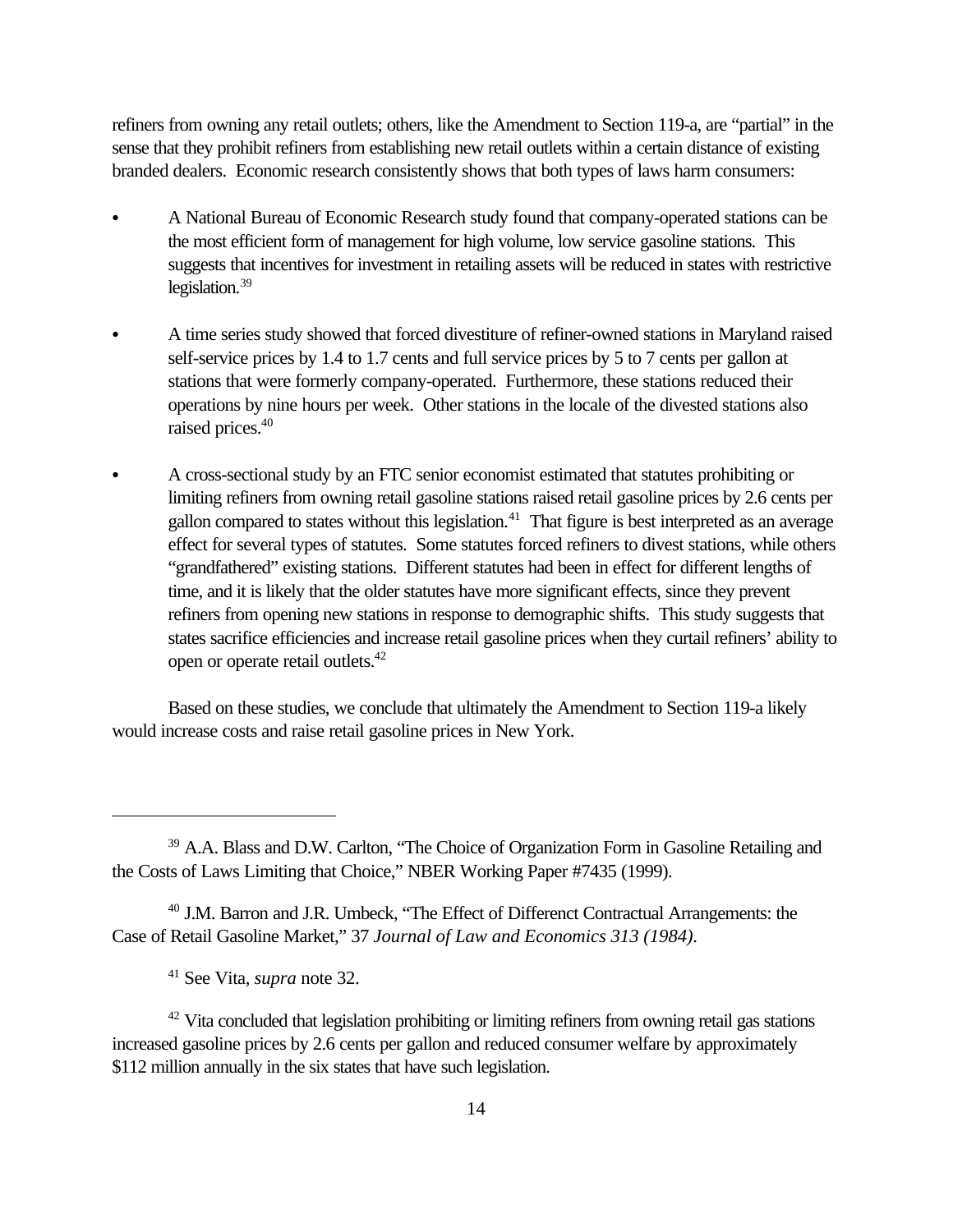refiners from owning any retail outlets; others, like the Amendment to Section 119-a, are "partial" in the sense that they prohibit refiners from establishing new retail outlets within a certain distance of existing branded dealers. Economic research consistently shows that both types of laws harm consumers:

- A National Bureau of Economic Research study found that company-operated stations can be the most efficient form of management for high volume, low service gasoline stations. This suggests that incentives for investment in retailing assets will be reduced in states with restrictive legislation.[39]

- A time series study showed that forced divestiture of refiner-owned stations in Maryland raised self-service prices by 1.4 to 1.7 cents and full service prices by 5 to 7 cents per gallon at stations that were formerly company-operated. Furthermore, these stations reduced their operations by nine hours per week. Other stations in the locale of the divested stations also raised prices.[40]

- A cross-sectional study by an FTC senior economist estimated that statutes prohibiting or limiting refiners from owning retail gasoline stations raised retail gasoline prices by 2.6 cents per gallon compared to states without this legislation.[41] That figure is best interpreted as an average effect for several types of statutes. Some statutes forced refiners to divest stations, while others "grandfathered" existing stations. Different statutes had been in effect for different lengths of time, and it is likely that the older statutes have more significant effects, since they prevent refiners from opening new stations in response to demographic shifts. This study suggests that states sacrifice efficiencies and increase retail gasoline prices when they curtail refiners' ability to open or operate retail outlets.[42]

Based on these studies, we conclude that ultimately the Amendment to Section 119-a likely would increase costs and raise retail gasoline prices in New York.

---

[39] A.A. Blass and D.W. Carlton, "The Choice of Organization Form in Gasoline Retailing and the Costs of Laws Limiting that Choice," NBER Working Paper #7435 (1999).

[40] J.M. Barron and J.R. Umbeck, "The Effect of Differenct Contractual Arrangements: the Case of Retail Gasoline Market," 37 *Journal of Law and Economics 313 (1984)*.

[41] See Vita, *supra* note 32.

[42] Vita concluded that legislation prohibiting or limiting refiners from owning retail gas stations increased gasoline prices by 2.6 cents per gallon and reduced consumer welfare by approximately $112 million annually in the six states that have such legislation.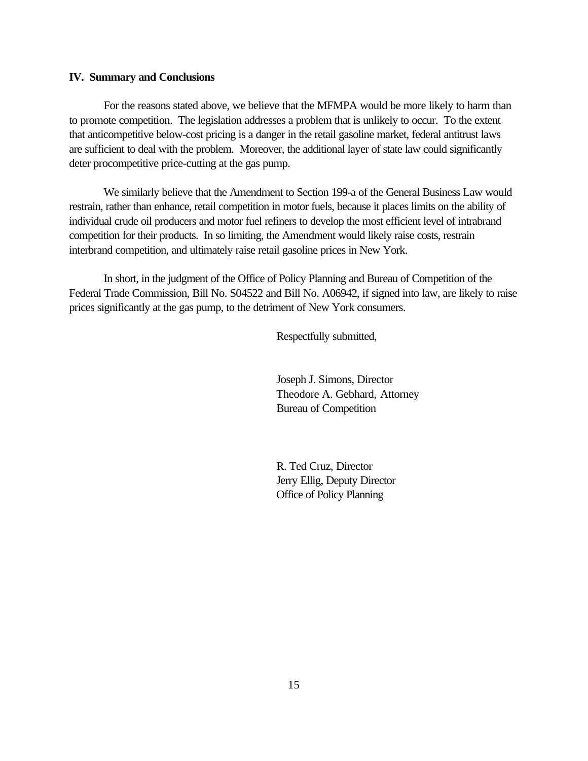## IV. Summary and Conclusions

For the reasons stated above, we believe that the MFMPA would be more likely to harm than to promote competition. The legislation addresses a problem that is unlikely to occur. To the extent that anticompetitive below-cost pricing is a danger in the retail gasoline market, federal antitrust laws are sufficient to deal with the problem. Moreover, the additional layer of state law could significantly deter procompetitive price-cutting at the gas pump.

We similarly believe that the Amendment to Section 199-a of the General Business Law would restrain, rather than enhance, retail competition in motor fuels, because it places limits on the ability of individual crude oil producers and motor fuel refiners to develop the most efficient level of intrabrand competition for their products. In so limiting, the Amendment would likely raise costs, restrain interbrand competition, and ultimately raise retail gasoline prices in New York.

In short, in the judgment of the Office of Policy Planning and Bureau of Competition of the Federal Trade Commission, Bill No. S04522 and Bill No. A06942, if signed into law, are likely to raise prices significantly at the gas pump, to the detriment of New York consumers.

Respectfully submitted,

Joseph J. Simons, Director
Theodore A. Gebhard, Attorney
Bureau of Competition

R. Ted Cruz, Director
Jerry Ellig, Deputy Director
Office of Policy Planning